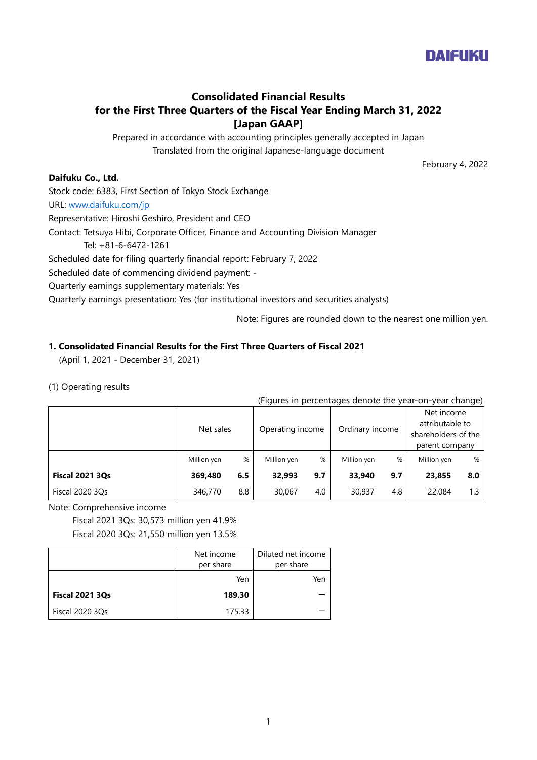DAIFUKU

# Consolidated Financial Results for the First Three Quarters of the Fiscal Year Ending March 31, 2022 [Japan GAAP]

Prepared in accordance with accounting principles generally accepted in Japan
Translated from the original Japanese-language document

February 4, 2022

**Daifuku Co., Ltd.**
Stock code: 6383, First Section of Tokyo Stock Exchange
URL: www.daifuku.com/jp
Representative: Hiroshi Geshiro, President and CEO
Contact: Tetsuya Hibi, Corporate Officer, Finance and Accounting Division Manager
Tel: +81-6-6472-1261
Scheduled date for filing quarterly financial report: February 7, 2022
Scheduled date of commencing dividend payment: -
Quarterly earnings supplementary materials: Yes
Quarterly earnings presentation: Yes (for institutional investors and securities analysts)

Note: Figures are rounded down to the nearest one million yen.

## 1. Consolidated Financial Results for the First Three Quarters of Fiscal 2021

(April 1, 2021 - December 31, 2021)

(1) Operating results

(Figures in percentages denote the year-on-year change)

| | Net sales | | Operating income | | Ordinary income | | Net income attributable to shareholders of the parent company | |
|---|---|---|---|---|---|---|---|---|
| | Million yen | % | Million yen | % | Million yen | % | Million yen | % |
| **Fiscal 2021 3Qs** | **369,480** | **6.5** | **32,993** | **9.7** | **33,940** | **9.7** | **23,855** | **8.0** |
| Fiscal 2020 3Qs | 346,770 | 8.8 | 30,067 | 4.0 | 30,937 | 4.8 | 22,084 | 1.3 |

Note: Comprehensive income
Fiscal 2021 3Qs: 30,573 million yen 41.9%
Fiscal 2020 3Qs: 21,550 million yen 13.5%

| | Net income per share | Diluted net income per share |
|---|---|---|
| | Yen | Yen |
| **Fiscal 2021 3Qs** | **189.30** | － |
| Fiscal 2020 3Qs | 175.33 | － |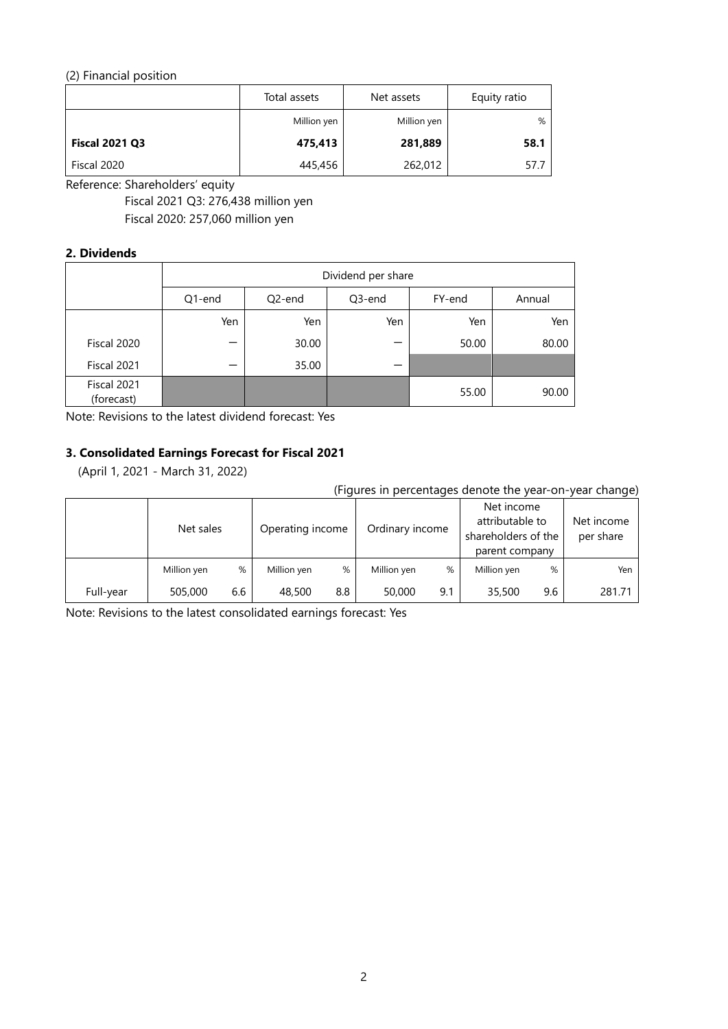(2) Financial position

| | Total assets | Net assets | Equity ratio |
|---|---|---|---|
| | Million yen | Million yen | % |
| **Fiscal 2021 Q3** | **475,413** | **281,889** | **58.1** |
| Fiscal 2020 | 445,456 | 262,012 | 57.7 |

Reference: Shareholders' equity

Fiscal 2021 Q3: 276,438 million yen

Fiscal 2020: 257,060 million yen

**2. Dividends**

| | Dividend per share | | | | |
|---|---|---|---|---|---|
| | Q1-end | Q2-end | Q3-end | FY-end | Annual |
| | Yen | Yen | Yen | Yen | Yen |
| Fiscal 2020 | ― | 30.00 | ― | 50.00 | 80.00 |
| Fiscal 2021 | ― | 35.00 | ― | | |
| Fiscal 2021 (forecast) | | | | 55.00 | 90.00 |

Note: Revisions to the latest dividend forecast: Yes

**3. Consolidated Earnings Forecast for Fiscal 2021**

(April 1, 2021 - March 31, 2022)

(Figures in percentages denote the year-on-year change)

| | Net sales | | Operating income | | Ordinary income | | Net income attributable to shareholders of the parent company | | Net income per share |
|---|---|---|---|---|---|---|---|---|---|
| | Million yen | % | Million yen | % | Million yen | % | Million yen | % | Yen |
| Full-year | 505,000 | 6.6 | 48,500 | 8.8 | 50,000 | 9.1 | 35,500 | 9.6 | 281.71 |

Note: Revisions to the latest consolidated earnings forecast: Yes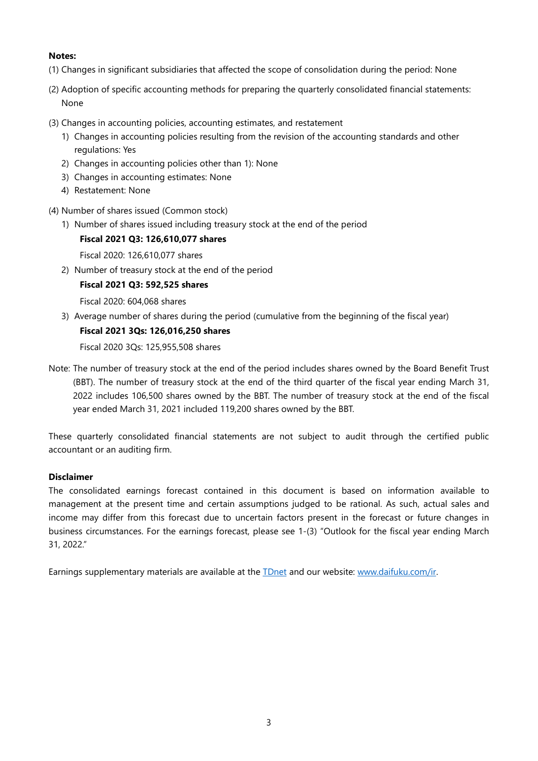**Notes:**

(1) Changes in significant subsidiaries that affected the scope of consolidation during the period: None

(2) Adoption of specific accounting methods for preparing the quarterly consolidated financial statements: None

(3) Changes in accounting policies, accounting estimates, and restatement

1) Changes in accounting policies resulting from the revision of the accounting standards and other regulations: Yes
2) Changes in accounting policies other than 1): None
3) Changes in accounting estimates: None
4) Restatement: None

(4) Number of shares issued (Common stock)

1) Number of shares issued including treasury stock at the end of the period

   **Fiscal 2021 Q3: 126,610,077 shares**

   Fiscal 2020: 126,610,077 shares

2) Number of treasury stock at the end of the period

   **Fiscal 2021 Q3: 592,525 shares**

   Fiscal 2020: 604,068 shares

3) Average number of shares during the period (cumulative from the beginning of the fiscal year)

   **Fiscal 2021 3Qs: 126,016,250 shares**

   Fiscal 2020 3Qs: 125,955,508 shares

Note: The number of treasury stock at the end of the period includes shares owned by the Board Benefit Trust (BBT). The number of treasury stock at the end of the third quarter of the fiscal year ending March 31, 2022 includes 106,500 shares owned by the BBT. The number of treasury stock at the end of the fiscal year ended March 31, 2021 included 119,200 shares owned by the BBT.

These quarterly consolidated financial statements are not subject to audit through the certified public accountant or an auditing firm.

**Disclaimer**

The consolidated earnings forecast contained in this document is based on information available to management at the present time and certain assumptions judged to be rational. As such, actual sales and income may differ from this forecast due to uncertain factors present in the forecast or future changes in business circumstances. For the earnings forecast, please see 1-(3) "Outlook for the fiscal year ending March 31, 2022."

Earnings supplementary materials are available at the TDnet and our website: www.daifuku.com/ir.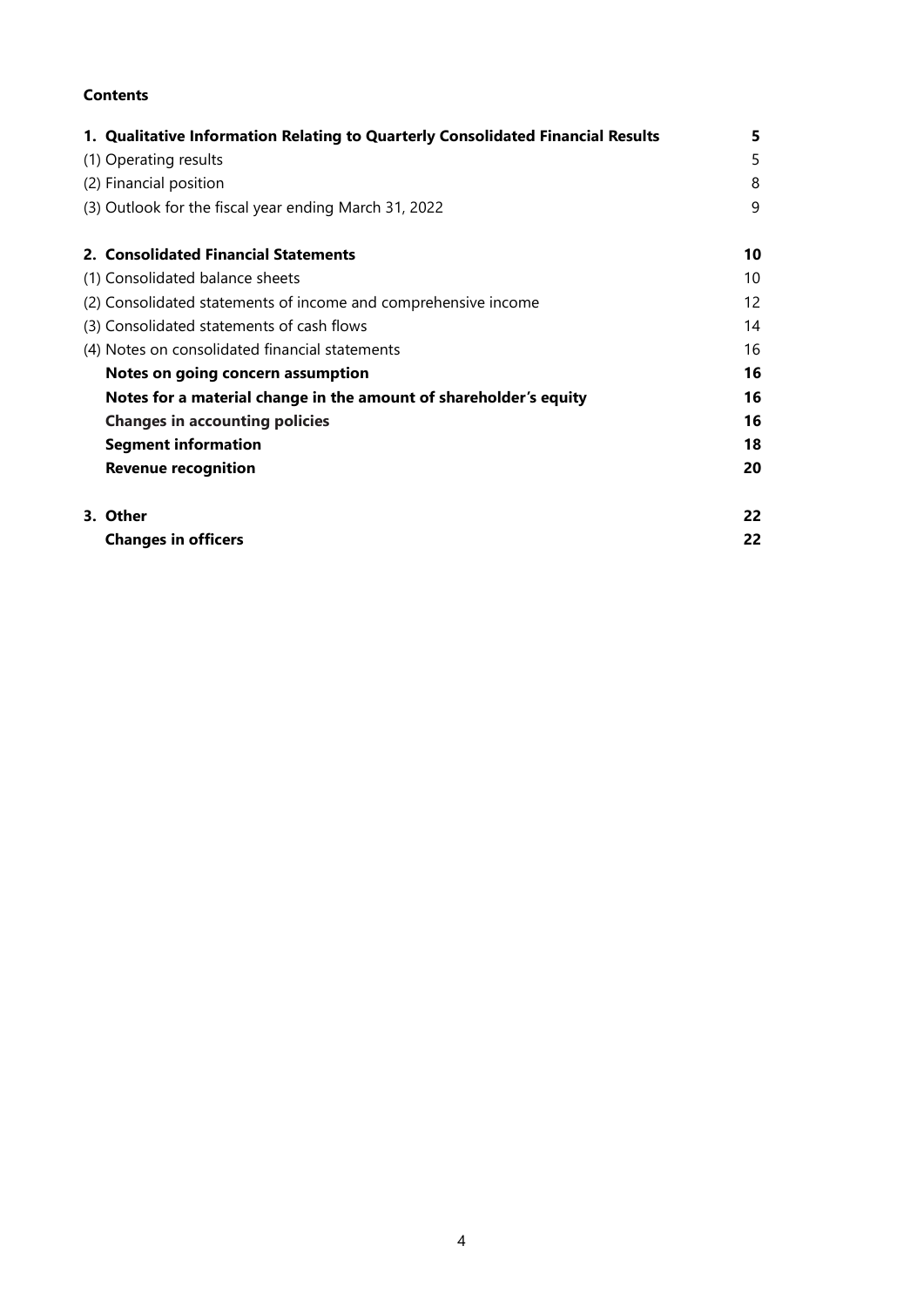**Contents**

| | |
|---|---|
| **1. Qualitative Information Relating to Quarterly Consolidated Financial Results** | **5** |
| (1) Operating results | 5 |
| (2) Financial position | 8 |
| (3) Outlook for the fiscal year ending March 31, 2022 | 9 |
| **2. Consolidated Financial Statements** | **10** |
| (1) Consolidated balance sheets | 10 |
| (2) Consolidated statements of income and comprehensive income | 12 |
| (3) Consolidated statements of cash flows | 14 |
| (4) Notes on consolidated financial statements | 16 |
| **Notes on going concern assumption** | **16** |
| **Notes for a material change in the amount of shareholder's equity** | **16** |
| **Changes in accounting policies** | **16** |
| **Segment information** | **18** |
| **Revenue recognition** | **20** |
| **3. Other** | **22** |
| **Changes in officers** | **22** |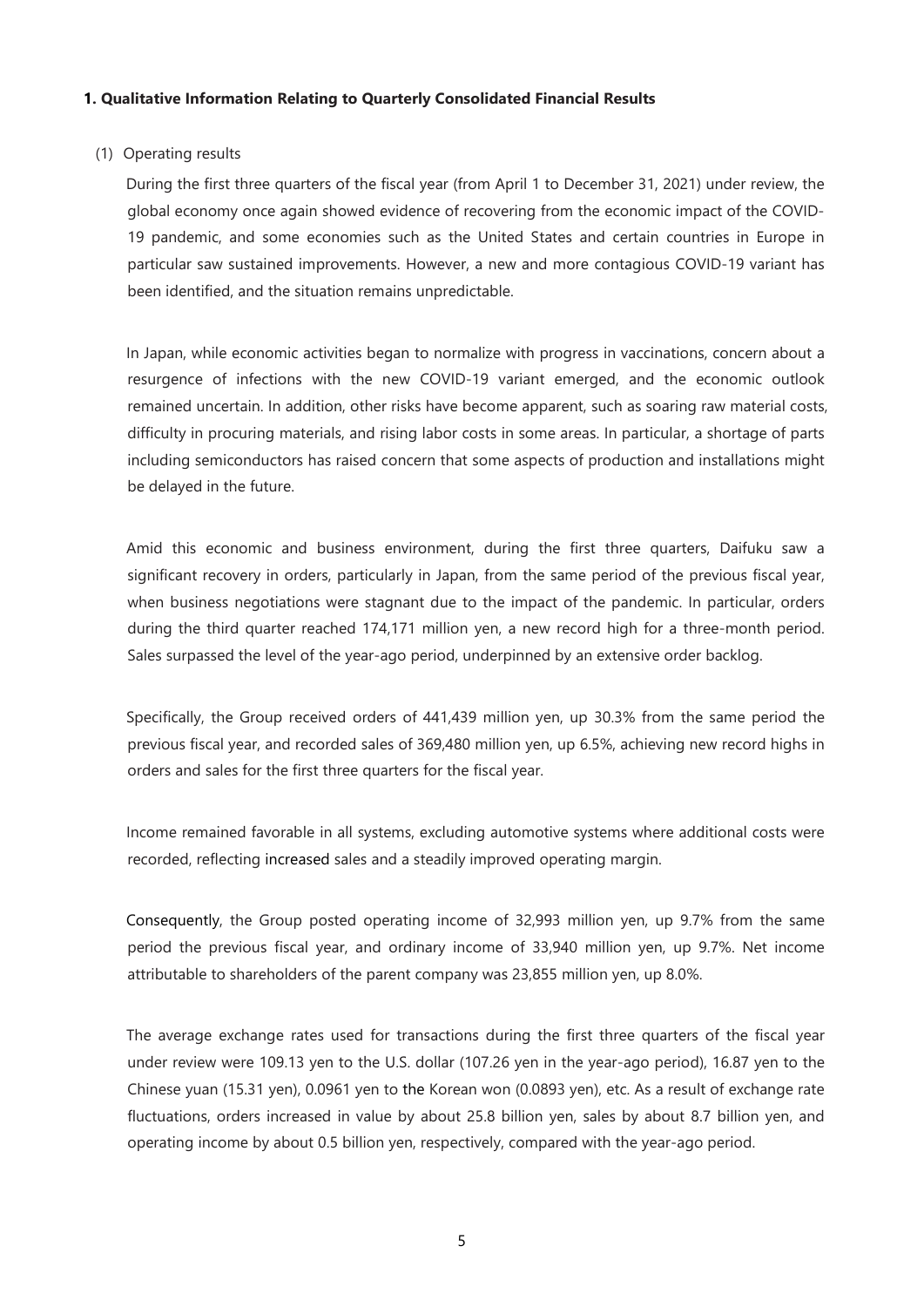## 1. Qualitative Information Relating to Quarterly Consolidated Financial Results

### (1) Operating results

During the first three quarters of the fiscal year (from April 1 to December 31, 2021) under review, the global economy once again showed evidence of recovering from the economic impact of the COVID-19 pandemic, and some economies such as the United States and certain countries in Europe in particular saw sustained improvements. However, a new and more contagious COVID-19 variant has been identified, and the situation remains unpredictable.

In Japan, while economic activities began to normalize with progress in vaccinations, concern about a resurgence of infections with the new COVID-19 variant emerged, and the economic outlook remained uncertain. In addition, other risks have become apparent, such as soaring raw material costs, difficulty in procuring materials, and rising labor costs in some areas. In particular, a shortage of parts including semiconductors has raised concern that some aspects of production and installations might be delayed in the future.

Amid this economic and business environment, during the first three quarters, Daifuku saw a significant recovery in orders, particularly in Japan, from the same period of the previous fiscal year, when business negotiations were stagnant due to the impact of the pandemic. In particular, orders during the third quarter reached 174,171 million yen, a new record high for a three-month period. Sales surpassed the level of the year-ago period, underpinned by an extensive order backlog.

Specifically, the Group received orders of 441,439 million yen, up 30.3% from the same period the previous fiscal year, and recorded sales of 369,480 million yen, up 6.5%, achieving new record highs in orders and sales for the first three quarters for the fiscal year.

Income remained favorable in all systems, excluding automotive systems where additional costs were recorded, reflecting increased sales and a steadily improved operating margin.

Consequently, the Group posted operating income of 32,993 million yen, up 9.7% from the same period the previous fiscal year, and ordinary income of 33,940 million yen, up 9.7%. Net income attributable to shareholders of the parent company was 23,855 million yen, up 8.0%.

The average exchange rates used for transactions during the first three quarters of the fiscal year under review were 109.13 yen to the U.S. dollar (107.26 yen in the year-ago period), 16.87 yen to the Chinese yuan (15.31 yen), 0.0961 yen to the Korean won (0.0893 yen), etc. As a result of exchange rate fluctuations, orders increased in value by about 25.8 billion yen, sales by about 8.7 billion yen, and operating income by about 0.5 billion yen, respectively, compared with the year-ago period.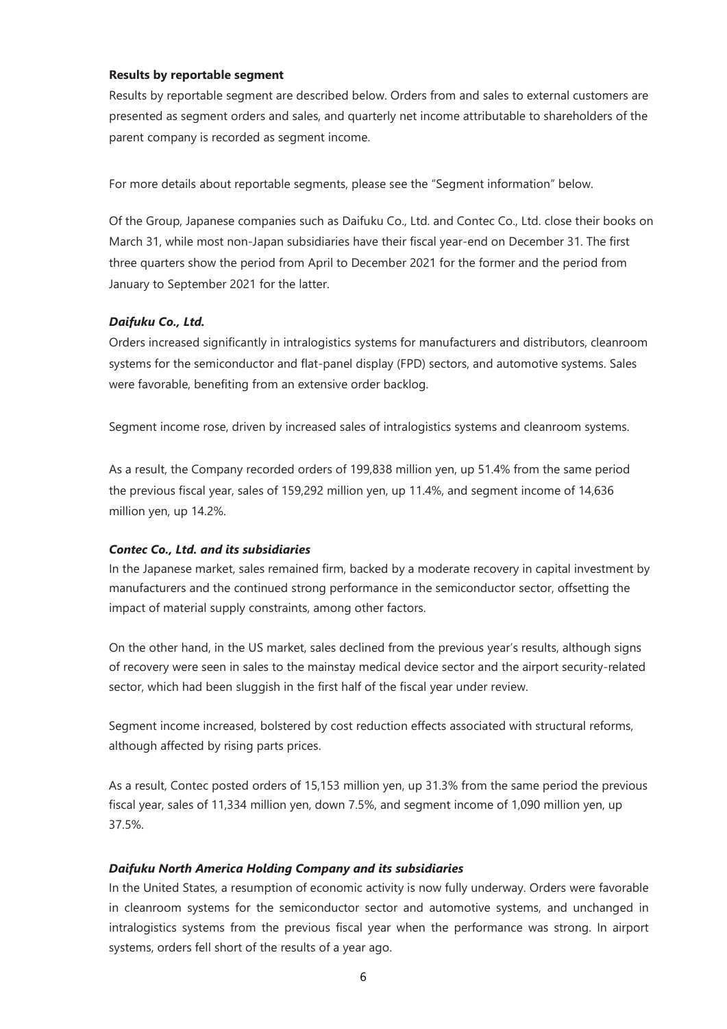**Results by reportable segment**

Results by reportable segment are described below. Orders from and sales to external customers are presented as segment orders and sales, and quarterly net income attributable to shareholders of the parent company is recorded as segment income.

For more details about reportable segments, please see the "Segment information" below.

Of the Group, Japanese companies such as Daifuku Co., Ltd. and Contec Co., Ltd. close their books on March 31, while most non-Japan subsidiaries have their fiscal year-end on December 31. The first three quarters show the period from April to December 2021 for the former and the period from January to September 2021 for the latter.

***Daifuku Co., Ltd.***

Orders increased significantly in intralogistics systems for manufacturers and distributors, cleanroom systems for the semiconductor and flat-panel display (FPD) sectors, and automotive systems. Sales were favorable, benefiting from an extensive order backlog.

Segment income rose, driven by increased sales of intralogistics systems and cleanroom systems.

As a result, the Company recorded orders of 199,838 million yen, up 51.4% from the same period the previous fiscal year, sales of 159,292 million yen, up 11.4%, and segment income of 14,636 million yen, up 14.2%.

***Contec Co., Ltd. and its subsidiaries***

In the Japanese market, sales remained firm, backed by a moderate recovery in capital investment by manufacturers and the continued strong performance in the semiconductor sector, offsetting the impact of material supply constraints, among other factors.

On the other hand, in the US market, sales declined from the previous year's results, although signs of recovery were seen in sales to the mainstay medical device sector and the airport security-related sector, which had been sluggish in the first half of the fiscal year under review.

Segment income increased, bolstered by cost reduction effects associated with structural reforms, although affected by rising parts prices.

As a result, Contec posted orders of 15,153 million yen, up 31.3% from the same period the previous fiscal year, sales of 11,334 million yen, down 7.5%, and segment income of 1,090 million yen, up 37.5%.

***Daifuku North America Holding Company and its subsidiaries***

In the United States, a resumption of economic activity is now fully underway. Orders were favorable in cleanroom systems for the semiconductor sector and automotive systems, and unchanged in intralogistics systems from the previous fiscal year when the performance was strong. In airport systems, orders fell short of the results of a year ago.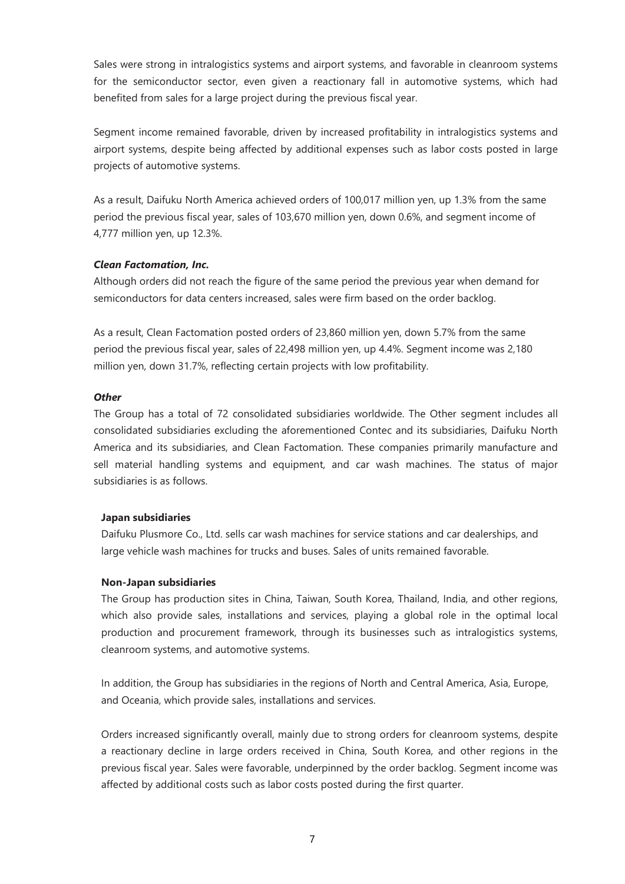Sales were strong in intralogistics systems and airport systems, and favorable in cleanroom systems for the semiconductor sector, even given a reactionary fall in automotive systems, which had benefited from sales for a large project during the previous fiscal year.

Segment income remained favorable, driven by increased profitability in intralogistics systems and airport systems, despite being affected by additional expenses such as labor costs posted in large projects of automotive systems.

As a result, Daifuku North America achieved orders of 100,017 million yen, up 1.3% from the same period the previous fiscal year, sales of 103,670 million yen, down 0.6%, and segment income of 4,777 million yen, up 12.3%.

***Clean Factomation, Inc.***

Although orders did not reach the figure of the same period the previous year when demand for semiconductors for data centers increased, sales were firm based on the order backlog.

As a result, Clean Factomation posted orders of 23,860 million yen, down 5.7% from the same period the previous fiscal year, sales of 22,498 million yen, up 4.4%. Segment income was 2,180 million yen, down 31.7%, reflecting certain projects with low profitability.

***Other***

The Group has a total of 72 consolidated subsidiaries worldwide. The Other segment includes all consolidated subsidiaries excluding the aforementioned Contec and its subsidiaries, Daifuku North America and its subsidiaries, and Clean Factomation. These companies primarily manufacture and sell material handling systems and equipment, and car wash machines. The status of major subsidiaries is as follows.

**Japan subsidiaries**

Daifuku Plusmore Co., Ltd. sells car wash machines for service stations and car dealerships, and large vehicle wash machines for trucks and buses. Sales of units remained favorable.

**Non-Japan subsidiaries**

The Group has production sites in China, Taiwan, South Korea, Thailand, India, and other regions, which also provide sales, installations and services, playing a global role in the optimal local production and procurement framework, through its businesses such as intralogistics systems, cleanroom systems, and automotive systems.

In addition, the Group has subsidiaries in the regions of North and Central America, Asia, Europe, and Oceania, which provide sales, installations and services.

Orders increased significantly overall, mainly due to strong orders for cleanroom systems, despite a reactionary decline in large orders received in China, South Korea, and other regions in the previous fiscal year. Sales were favorable, underpinned by the order backlog. Segment income was affected by additional costs such as labor costs posted during the first quarter.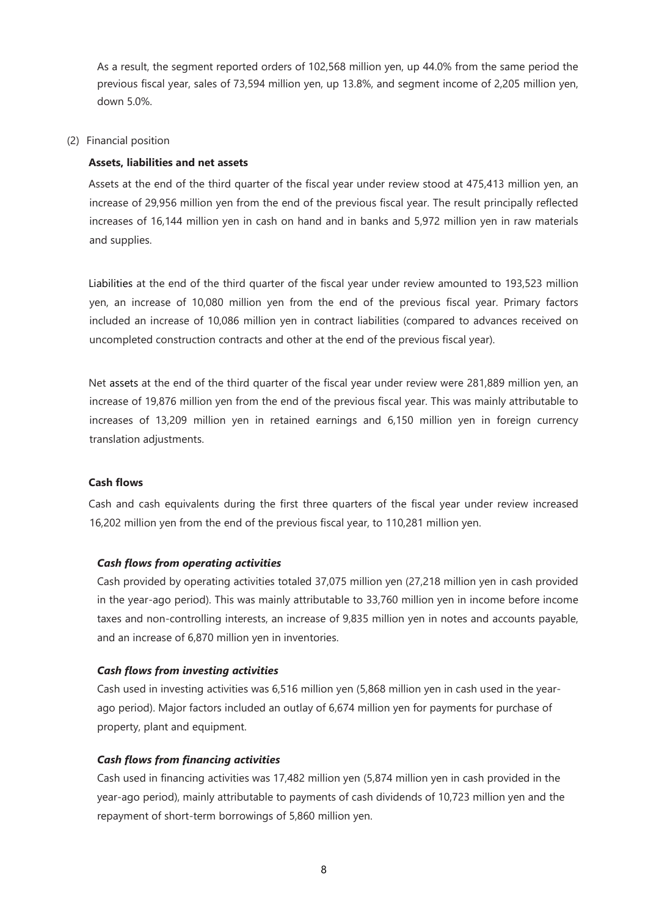As a result, the segment reported orders of 102,568 million yen, up 44.0% from the same period the previous fiscal year, sales of 73,594 million yen, up 13.8%, and segment income of 2,205 million yen, down 5.0%.

(2) Financial position

**Assets, liabilities and net assets**

Assets at the end of the third quarter of the fiscal year under review stood at 475,413 million yen, an increase of 29,956 million yen from the end of the previous fiscal year. The result principally reflected increases of 16,144 million yen in cash on hand and in banks and 5,972 million yen in raw materials and supplies.

Liabilities at the end of the third quarter of the fiscal year under review amounted to 193,523 million yen, an increase of 10,080 million yen from the end of the previous fiscal year. Primary factors included an increase of 10,086 million yen in contract liabilities (compared to advances received on uncompleted construction contracts and other at the end of the previous fiscal year).

Net assets at the end of the third quarter of the fiscal year under review were 281,889 million yen, an increase of 19,876 million yen from the end of the previous fiscal year. This was mainly attributable to increases of 13,209 million yen in retained earnings and 6,150 million yen in foreign currency translation adjustments.

**Cash flows**

Cash and cash equivalents during the first three quarters of the fiscal year under review increased 16,202 million yen from the end of the previous fiscal year, to 110,281 million yen.

***Cash flows from operating activities***

Cash provided by operating activities totaled 37,075 million yen (27,218 million yen in cash provided in the year-ago period). This was mainly attributable to 33,760 million yen in income before income taxes and non-controlling interests, an increase of 9,835 million yen in notes and accounts payable, and an increase of 6,870 million yen in inventories.

***Cash flows from investing activities***

Cash used in investing activities was 6,516 million yen (5,868 million yen in cash used in the year-ago period). Major factors included an outlay of 6,674 million yen for payments for purchase of property, plant and equipment.

***Cash flows from financing activities***

Cash used in financing activities was 17,482 million yen (5,874 million yen in cash provided in the year-ago period), mainly attributable to payments of cash dividends of 10,723 million yen and the repayment of short-term borrowings of 5,860 million yen.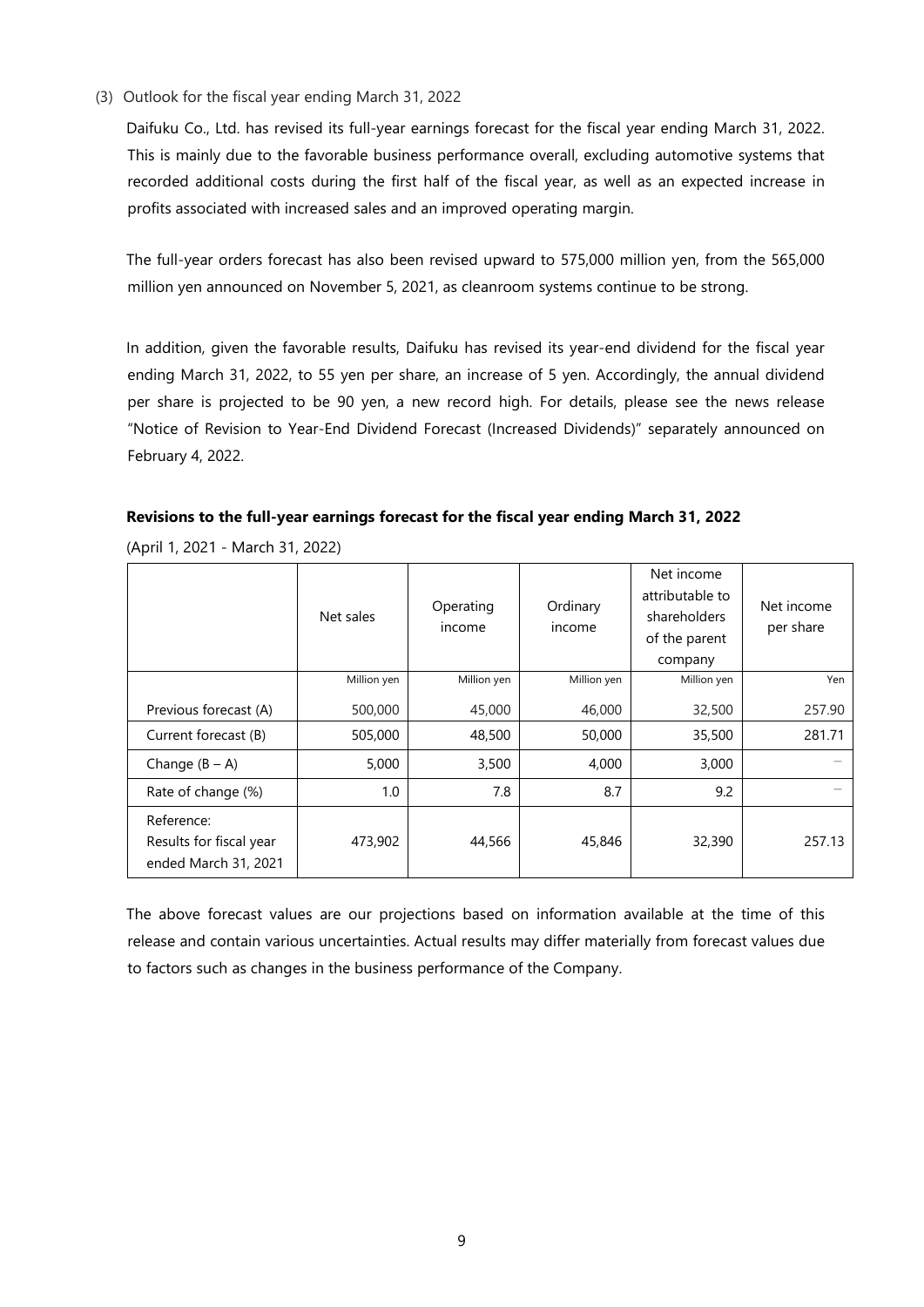### (3) Outlook for the fiscal year ending March 31, 2022

Daifuku Co., Ltd. has revised its full-year earnings forecast for the fiscal year ending March 31, 2022. This is mainly due to the favorable business performance overall, excluding automotive systems that recorded additional costs during the first half of the fiscal year, as well as an expected increase in profits associated with increased sales and an improved operating margin.

The full-year orders forecast has also been revised upward to 575,000 million yen, from the 565,000 million yen announced on November 5, 2021, as cleanroom systems continue to be strong.

In addition, given the favorable results, Daifuku has revised its year-end dividend for the fiscal year ending March 31, 2022, to 55 yen per share, an increase of 5 yen. Accordingly, the annual dividend per share is projected to be 90 yen, a new record high. For details, please see the news release "Notice of Revision to Year-End Dividend Forecast (Increased Dividends)" separately announced on February 4, 2022.

**Revisions to the full-year earnings forecast for the fiscal year ending March 31, 2022**

(April 1, 2021 - March 31, 2022)

| | Net sales | Operating income | Ordinary income | Net income attributable to shareholders of the parent company | Net income per share |
|---|---|---|---|---|---|
| | Million yen | Million yen | Million yen | Million yen | Yen |
| Previous forecast (A) | 500,000 | 45,000 | 46,000 | 32,500 | 257.90 |
| Current forecast (B) | 505,000 | 48,500 | 50,000 | 35,500 | 281.71 |
| Change (B – A) | 5,000 | 3,500 | 4,000 | 3,000 | — |
| Rate of change (%) | 1.0 | 7.8 | 8.7 | 9.2 | — |
| Reference: Results for fiscal year ended March 31, 2021 | 473,902 | 44,566 | 45,846 | 32,390 | 257.13 |

The above forecast values are our projections based on information available at the time of this release and contain various uncertainties. Actual results may differ materially from forecast values due to factors such as changes in the business performance of the Company.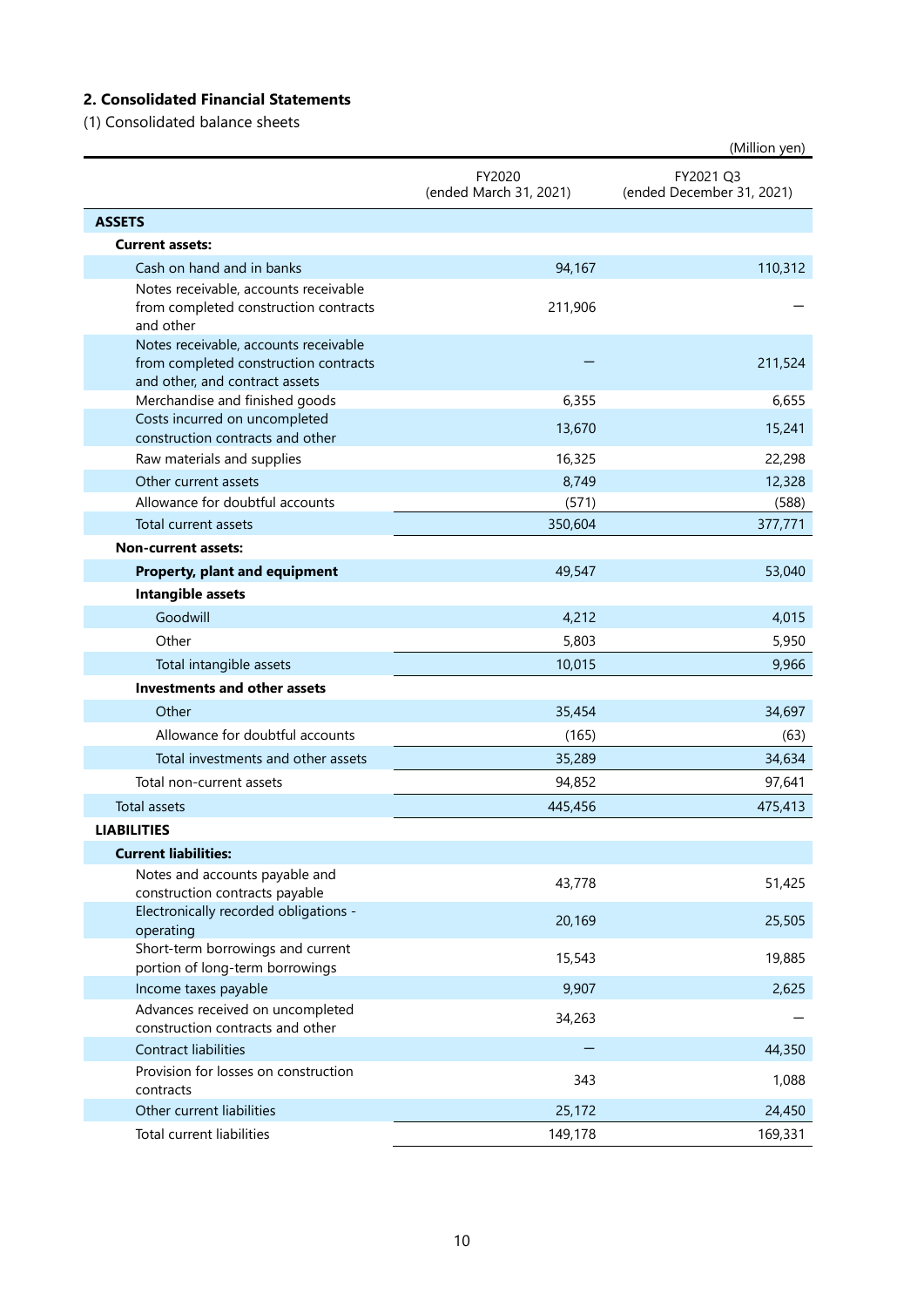## 2. Consolidated Financial Statements

(1) Consolidated balance sheets

(Million yen)

| | FY2020 (ended March 31, 2021) | FY2021 Q3 (ended December 31, 2021) |
|---|---|---|
| **ASSETS** | | |
| **Current assets:** | | |
| Cash on hand and in banks | 94,167 | 110,312 |
| Notes receivable, accounts receivable from completed construction contracts and other | 211,906 | − |
| Notes receivable, accounts receivable from completed construction contracts and other, and contract assets | − | 211,524 |
| Merchandise and finished goods | 6,355 | 6,655 |
| Costs incurred on uncompleted construction contracts and other | 13,670 | 15,241 |
| Raw materials and supplies | 16,325 | 22,298 |
| Other current assets | 8,749 | 12,328 |
| Allowance for doubtful accounts | (571) | (588) |
| Total current assets | 350,604 | 377,771 |
| **Non-current assets:** | | |
| **Property, plant and equipment** | 49,547 | 53,040 |
| **Intangible assets** | | |
| Goodwill | 4,212 | 4,015 |
| Other | 5,803 | 5,950 |
| Total intangible assets | 10,015 | 9,966 |
| **Investments and other assets** | | |
| Other | 35,454 | 34,697 |
| Allowance for doubtful accounts | (165) | (63) |
| Total investments and other assets | 35,289 | 34,634 |
| Total non-current assets | 94,852 | 97,641 |
| Total assets | 445,456 | 475,413 |
| **LIABILITIES** | | |
| **Current liabilities:** | | |
| Notes and accounts payable and construction contracts payable | 43,778 | 51,425 |
| Electronically recorded obligations - operating | 20,169 | 25,505 |
| Short-term borrowings and current portion of long-term borrowings | 15,543 | 19,885 |
| Income taxes payable | 9,907 | 2,625 |
| Advances received on uncompleted construction contracts and other | 34,263 | − |
| Contract liabilities | − | 44,350 |
| Provision for losses on construction contracts | 343 | 1,088 |
| Other current liabilities | 25,172 | 24,450 |
| Total current liabilities | 149,178 | 169,331 |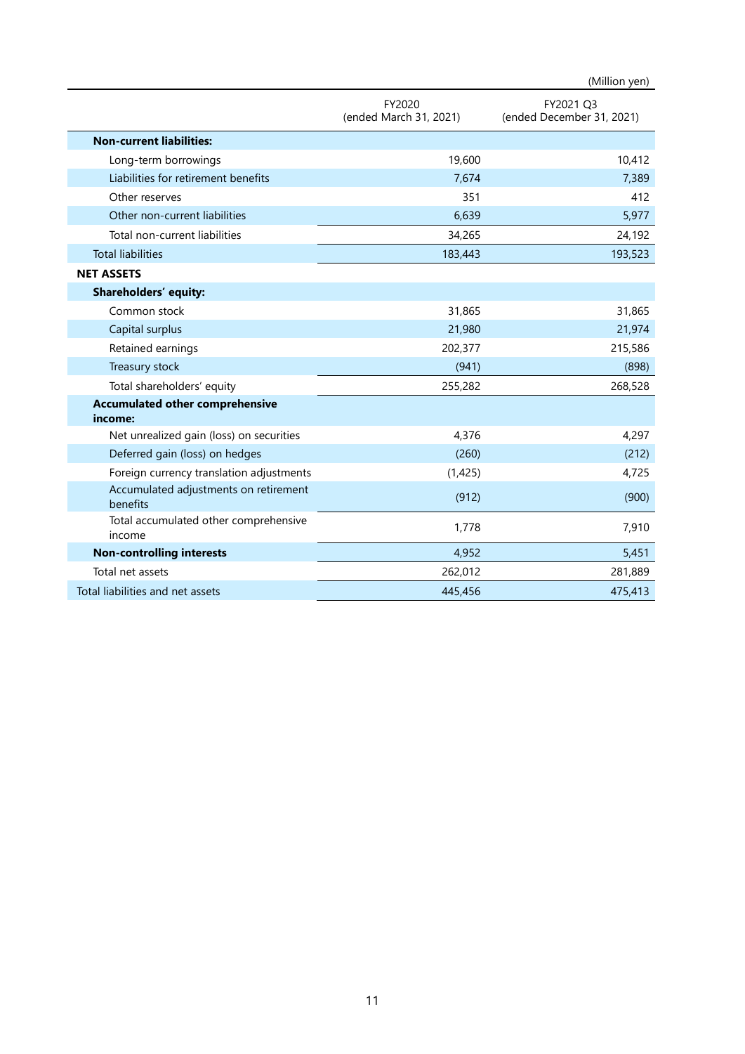(Million yen)

| | FY2020 (ended March 31, 2021) | FY2021 Q3 (ended December 31, 2021) |
|---|---|---|
| **Non-current liabilities:** | | |
| Long-term borrowings | 19,600 | 10,412 |
| Liabilities for retirement benefits | 7,674 | 7,389 |
| Other reserves | 351 | 412 |
| Other non-current liabilities | 6,639 | 5,977 |
| Total non-current liabilities | 34,265 | 24,192 |
| Total liabilities | 183,443 | 193,523 |
| **NET ASSETS** | | |
| **Shareholders' equity:** | | |
| Common stock | 31,865 | 31,865 |
| Capital surplus | 21,980 | 21,974 |
| Retained earnings | 202,377 | 215,586 |
| Treasury stock | (941) | (898) |
| Total shareholders' equity | 255,282 | 268,528 |
| **Accumulated other comprehensive income:** | | |
| Net unrealized gain (loss) on securities | 4,376 | 4,297 |
| Deferred gain (loss) on hedges | (260) | (212) |
| Foreign currency translation adjustments | (1,425) | 4,725 |
| Accumulated adjustments on retirement benefits | (912) | (900) |
| Total accumulated other comprehensive income | 1,778 | 7,910 |
| **Non-controlling interests** | 4,952 | 5,451 |
| Total net assets | 262,012 | 281,889 |
| Total liabilities and net assets | 445,456 | 475,413 |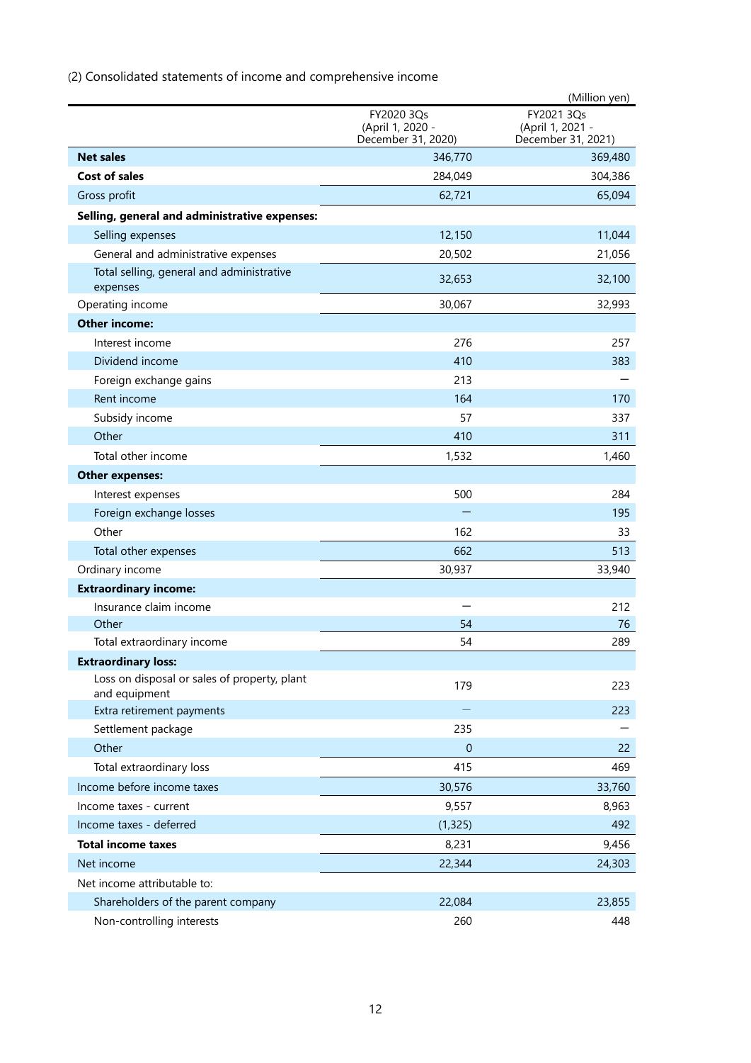(2) Consolidated statements of income and comprehensive income

(Million yen)

| | FY2020 3Qs (April 1, 2020 - December 31, 2020) | FY2021 3Qs (April 1, 2021 - December 31, 2021) |
|---|---|---|
| **Net sales** | 346,770 | 369,480 |
| **Cost of sales** | 284,049 | 304,386 |
| Gross profit | 62,721 | 65,094 |
| **Selling, general and administrative expenses:** | | |
| Selling expenses | 12,150 | 11,044 |
| General and administrative expenses | 20,502 | 21,056 |
| Total selling, general and administrative expenses | 32,653 | 32,100 |
| Operating income | 30,067 | 32,993 |
| **Other income:** | | |
| Interest income | 276 | 257 |
| Dividend income | 410 | 383 |
| Foreign exchange gains | 213 | — |
| Rent income | 164 | 170 |
| Subsidy income | 57 | 337 |
| Other | 410 | 311 |
| Total other income | 1,532 | 1,460 |
| **Other expenses:** | | |
| Interest expenses | 500 | 284 |
| Foreign exchange losses | — | 195 |
| Other | 162 | 33 |
| Total other expenses | 662 | 513 |
| Ordinary income | 30,937 | 33,940 |
| **Extraordinary income:** | | |
| Insurance claim income | — | 212 |
| Other | 54 | 76 |
| Total extraordinary income | 54 | 289 |
| **Extraordinary loss:** | | |
| Loss on disposal or sales of property, plant and equipment | 179 | 223 |
| Extra retirement payments | — | 223 |
| Settlement package | 235 | — |
| Other | 0 | 22 |
| Total extraordinary loss | 415 | 469 |
| Income before income taxes | 30,576 | 33,760 |
| Income taxes - current | 9,557 | 8,963 |
| Income taxes - deferred | (1,325) | 492 |
| **Total income taxes** | 8,231 | 9,456 |
| Net income | 22,344 | 24,303 |
| Net income attributable to: | | |
| Shareholders of the parent company | 22,084 | 23,855 |
| Non-controlling interests | 260 | 448 |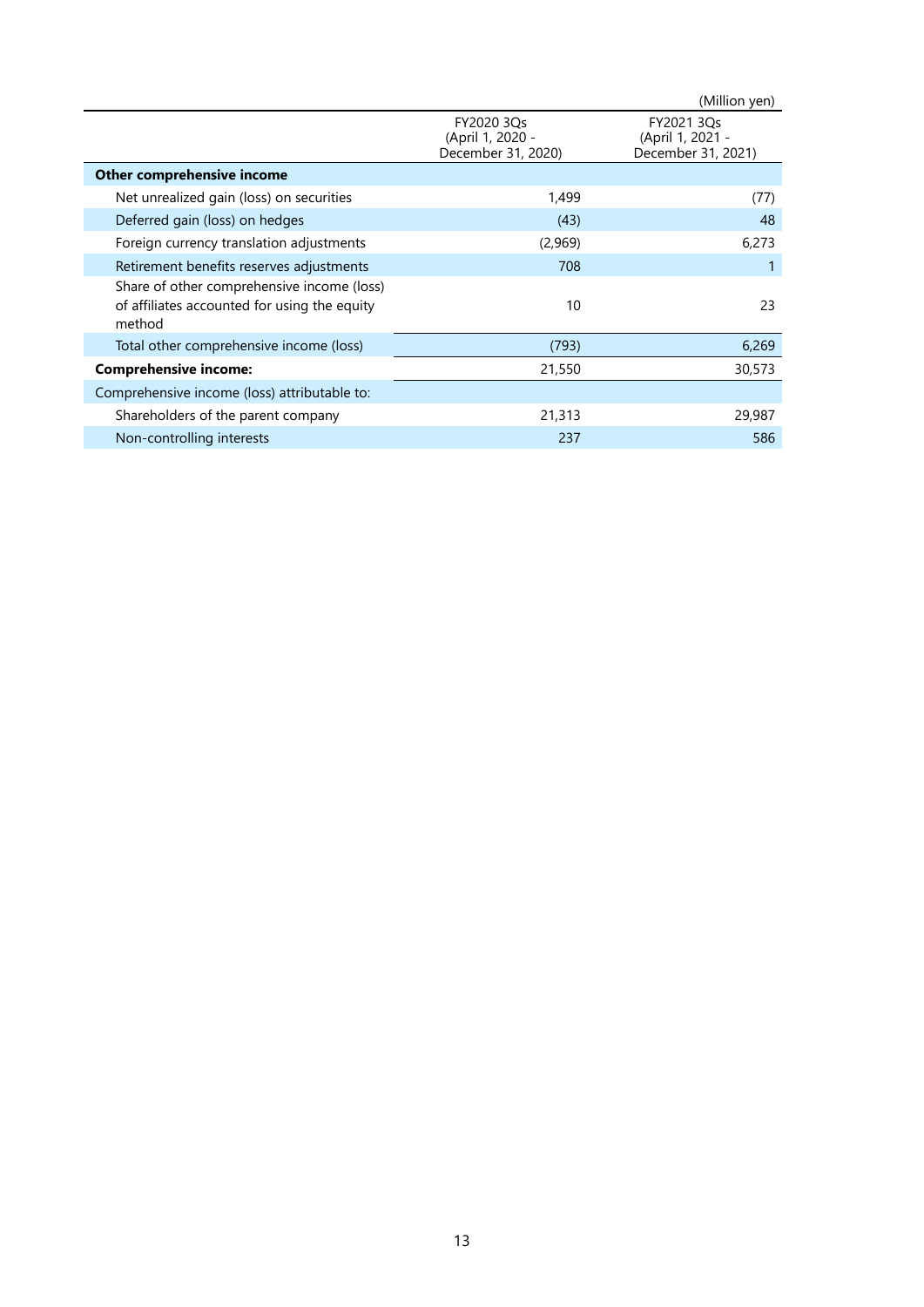(Million yen)

| | FY2020 3Qs (April 1, 2020 - December 31, 2020) | FY2021 3Qs (April 1, 2021 - December 31, 2021) |
|---|---|---|
| **Other comprehensive income** | | |
| Net unrealized gain (loss) on securities | 1,499 | (77) |
| Deferred gain (loss) on hedges | (43) | 48 |
| Foreign currency translation adjustments | (2,969) | 6,273 |
| Retirement benefits reserves adjustments | 708 | 1 |
| Share of other comprehensive income (loss) of affiliates accounted for using the equity method | 10 | 23 |
| Total other comprehensive income (loss) | (793) | 6,269 |
| **Comprehensive income:** | 21,550 | 30,573 |
| Comprehensive income (loss) attributable to: | | |
| Shareholders of the parent company | 21,313 | 29,987 |
| Non-controlling interests | 237 | 586 |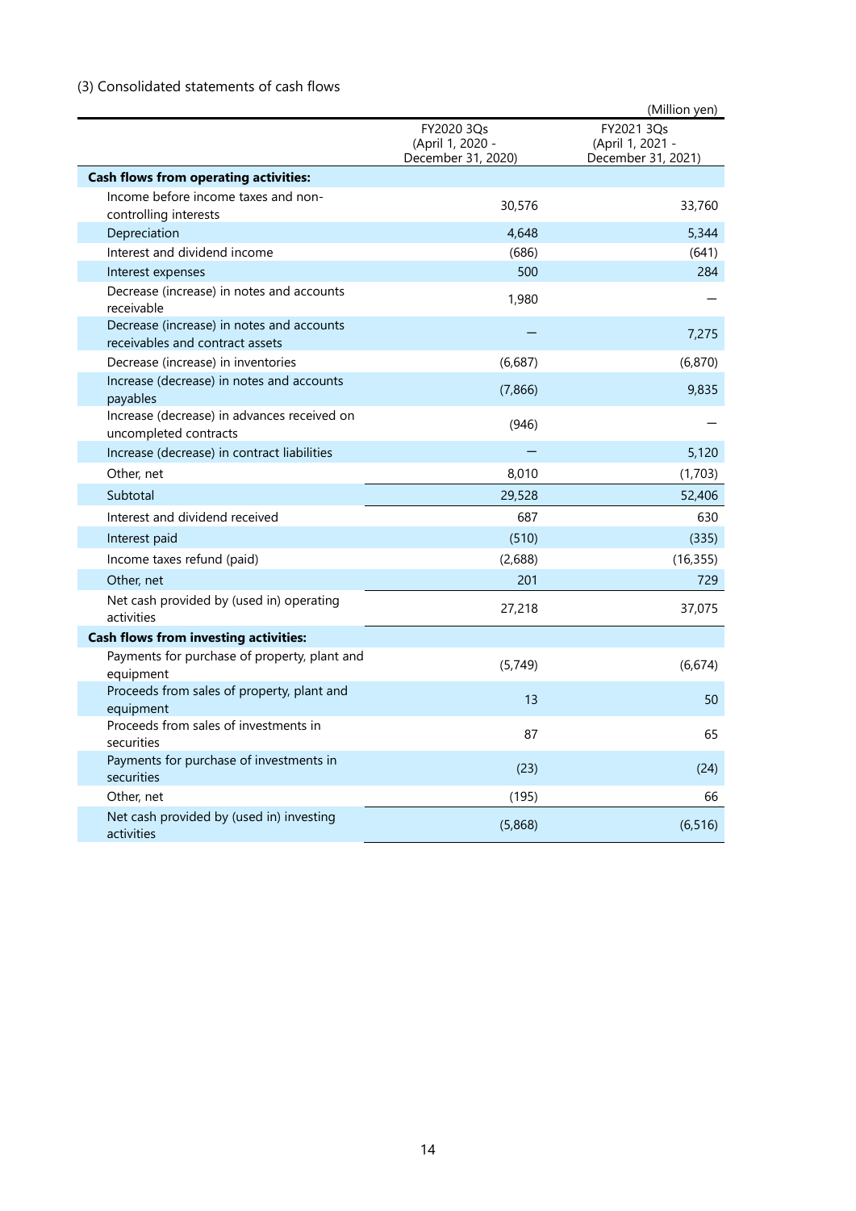(3) Consolidated statements of cash flows

(Million yen)

| | FY2020 3Qs (April 1, 2020 - December 31, 2020) | FY2021 3Qs (April 1, 2021 - December 31, 2021) |
|---|---|---|
| **Cash flows from operating activities:** | | |
| Income before income taxes and non-controlling interests | 30,576 | 33,760 |
| Depreciation | 4,648 | 5,344 |
| Interest and dividend income | (686) | (641) |
| Interest expenses | 500 | 284 |
| Decrease (increase) in notes and accounts receivable | 1,980 | – |
| Decrease (increase) in notes and accounts receivables and contract assets | – | 7,275 |
| Decrease (increase) in inventories | (6,687) | (6,870) |
| Increase (decrease) in notes and accounts payables | (7,866) | 9,835 |
| Increase (decrease) in advances received on uncompleted contracts | (946) | – |
| Increase (decrease) in contract liabilities | – | 5,120 |
| Other, net | 8,010 | (1,703) |
| Subtotal | 29,528 | 52,406 |
| Interest and dividend received | 687 | 630 |
| Interest paid | (510) | (335) |
| Income taxes refund (paid) | (2,688) | (16,355) |
| Other, net | 201 | 729 |
| Net cash provided by (used in) operating activities | 27,218 | 37,075 |
| **Cash flows from investing activities:** | | |
| Payments for purchase of property, plant and equipment | (5,749) | (6,674) |
| Proceeds from sales of property, plant and equipment | 13 | 50 |
| Proceeds from sales of investments in securities | 87 | 65 |
| Payments for purchase of investments in securities | (23) | (24) |
| Other, net | (195) | 66 |
| Net cash provided by (used in) investing activities | (5,868) | (6,516) |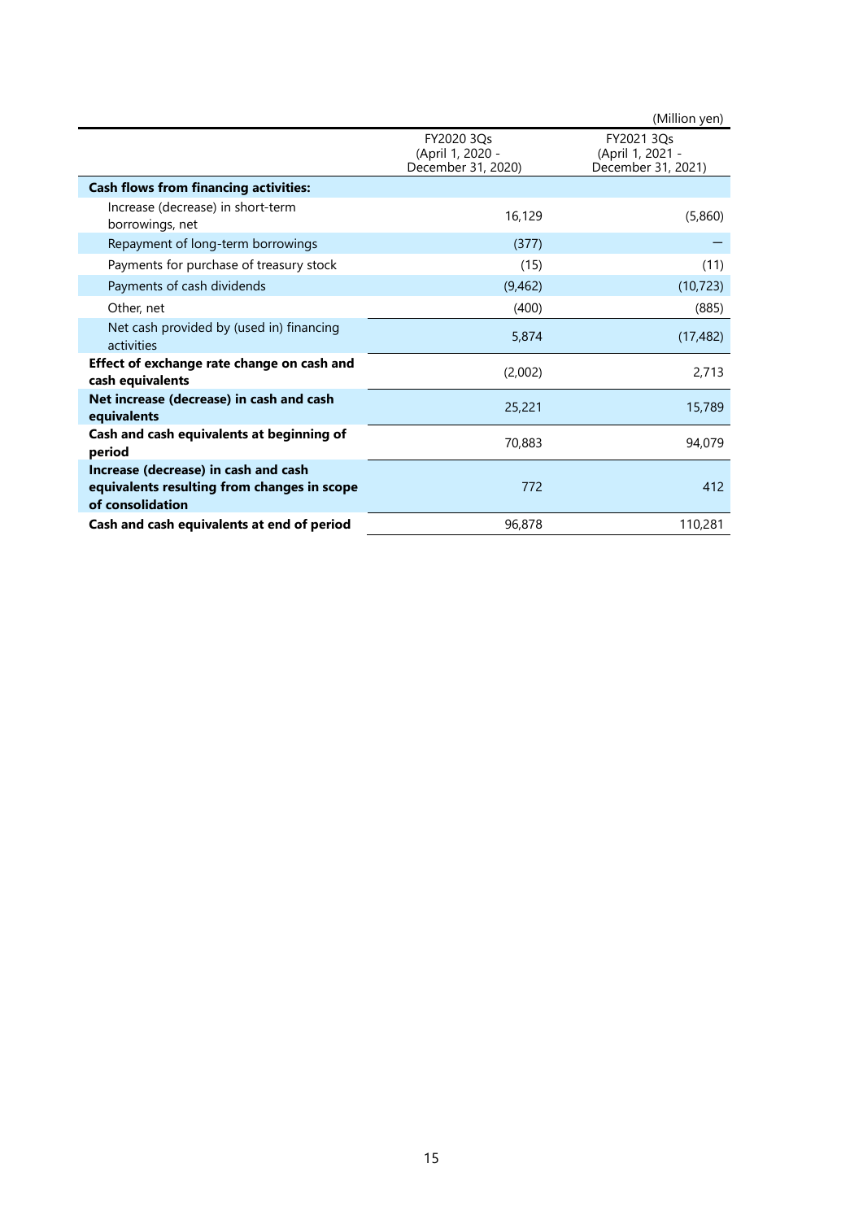(Million yen)

| | FY2020 3Qs (April 1, 2020 - December 31, 2020) | FY2021 3Qs (April 1, 2021 - December 31, 2021) |
|---|---|---|
| **Cash flows from financing activities:** | | |
| Increase (decrease) in short-term borrowings, net | 16,129 | (5,860) |
| Repayment of long-term borrowings | (377) | — |
| Payments for purchase of treasury stock | (15) | (11) |
| Payments of cash dividends | (9,462) | (10,723) |
| Other, net | (400) | (885) |
| Net cash provided by (used in) financing activities | 5,874 | (17,482) |
| **Effect of exchange rate change on cash and cash equivalents** | (2,002) | 2,713 |
| **Net increase (decrease) in cash and cash equivalents** | 25,221 | 15,789 |
| **Cash and cash equivalents at beginning of period** | 70,883 | 94,079 |
| **Increase (decrease) in cash and cash equivalents resulting from changes in scope of consolidation** | 772 | 412 |
| **Cash and cash equivalents at end of period** | 96,878 | 110,281 |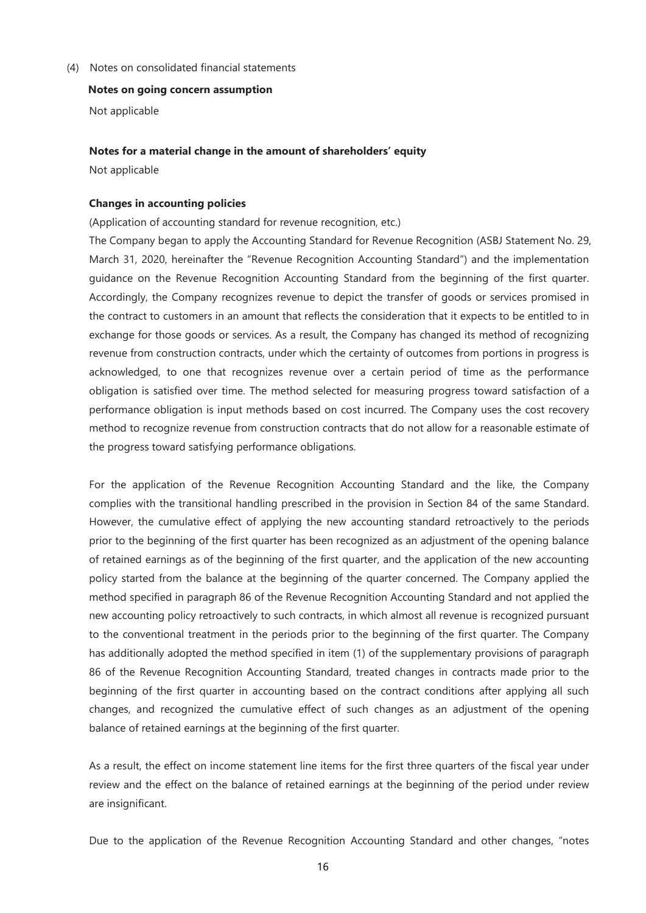(4) Notes on consolidated financial statements

**Notes on going concern assumption**

Not applicable

**Notes for a material change in the amount of shareholders' equity**

Not applicable

**Changes in accounting policies**

(Application of accounting standard for revenue recognition, etc.)

The Company began to apply the Accounting Standard for Revenue Recognition (ASBJ Statement No. 29, March 31, 2020, hereinafter the "Revenue Recognition Accounting Standard") and the implementation guidance on the Revenue Recognition Accounting Standard from the beginning of the first quarter. Accordingly, the Company recognizes revenue to depict the transfer of goods or services promised in the contract to customers in an amount that reflects the consideration that it expects to be entitled to in exchange for those goods or services. As a result, the Company has changed its method of recognizing revenue from construction contracts, under which the certainty of outcomes from portions in progress is acknowledged, to one that recognizes revenue over a certain period of time as the performance obligation is satisfied over time. The method selected for measuring progress toward satisfaction of a performance obligation is input methods based on cost incurred. The Company uses the cost recovery method to recognize revenue from construction contracts that do not allow for a reasonable estimate of the progress toward satisfying performance obligations.

For the application of the Revenue Recognition Accounting Standard and the like, the Company complies with the transitional handling prescribed in the provision in Section 84 of the same Standard. However, the cumulative effect of applying the new accounting standard retroactively to the periods prior to the beginning of the first quarter has been recognized as an adjustment of the opening balance of retained earnings as of the beginning of the first quarter, and the application of the new accounting policy started from the balance at the beginning of the quarter concerned. The Company applied the method specified in paragraph 86 of the Revenue Recognition Accounting Standard and not applied the new accounting policy retroactively to such contracts, in which almost all revenue is recognized pursuant to the conventional treatment in the periods prior to the beginning of the first quarter. The Company has additionally adopted the method specified in item (1) of the supplementary provisions of paragraph 86 of the Revenue Recognition Accounting Standard, treated changes in contracts made prior to the beginning of the first quarter in accounting based on the contract conditions after applying all such changes, and recognized the cumulative effect of such changes as an adjustment of the opening balance of retained earnings at the beginning of the first quarter.

As a result, the effect on income statement line items for the first three quarters of the fiscal year under review and the effect on the balance of retained earnings at the beginning of the period under review are insignificant.

Due to the application of the Revenue Recognition Accounting Standard and other changes, "notes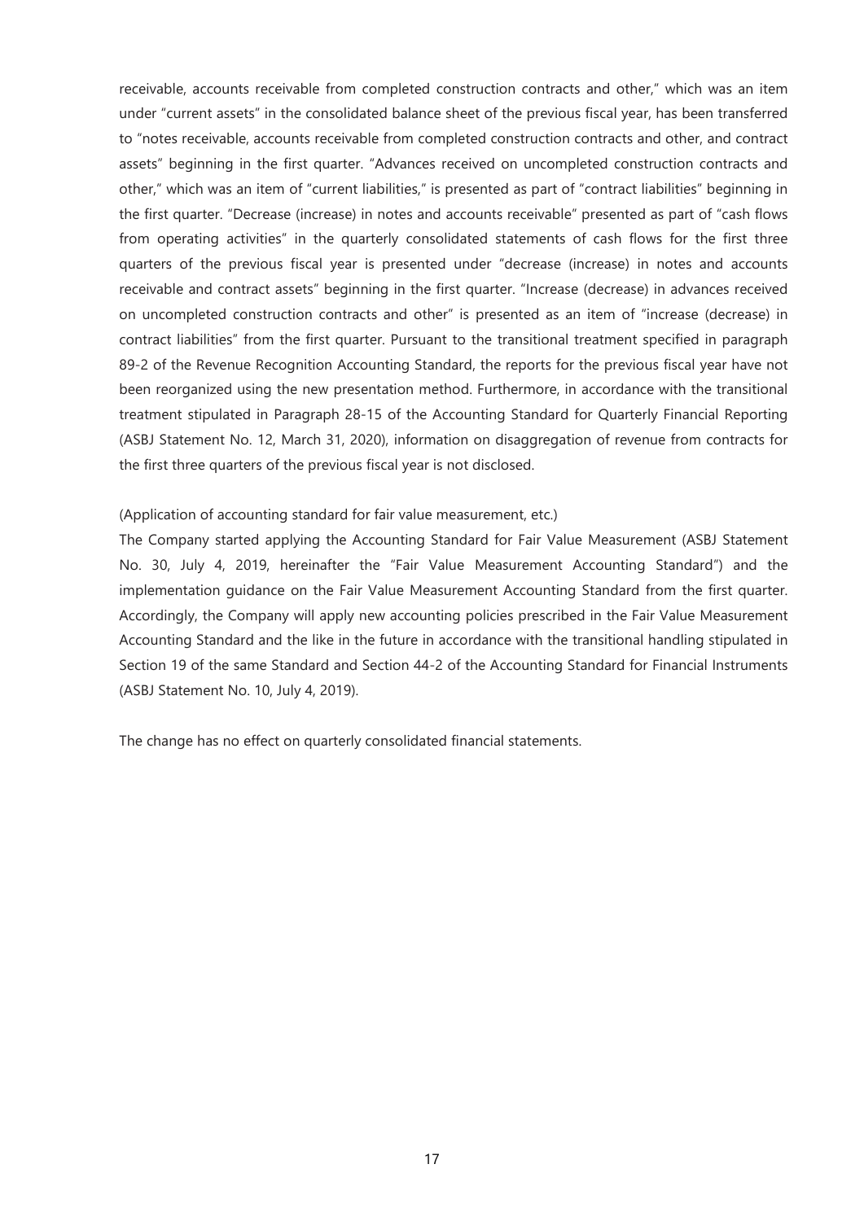receivable, accounts receivable from completed construction contracts and other," which was an item under "current assets" in the consolidated balance sheet of the previous fiscal year, has been transferred to "notes receivable, accounts receivable from completed construction contracts and other, and contract assets" beginning in the first quarter. "Advances received on uncompleted construction contracts and other," which was an item of "current liabilities," is presented as part of "contract liabilities" beginning in the first quarter. "Decrease (increase) in notes and accounts receivable" presented as part of "cash flows from operating activities" in the quarterly consolidated statements of cash flows for the first three quarters of the previous fiscal year is presented under "decrease (increase) in notes and accounts receivable and contract assets" beginning in the first quarter. "Increase (decrease) in advances received on uncompleted construction contracts and other" is presented as an item of "increase (decrease) in contract liabilities" from the first quarter. Pursuant to the transitional treatment specified in paragraph 89-2 of the Revenue Recognition Accounting Standard, the reports for the previous fiscal year have not been reorganized using the new presentation method. Furthermore, in accordance with the transitional treatment stipulated in Paragraph 28-15 of the Accounting Standard for Quarterly Financial Reporting (ASBJ Statement No. 12, March 31, 2020), information on disaggregation of revenue from contracts for the first three quarters of the previous fiscal year is not disclosed.

(Application of accounting standard for fair value measurement, etc.)

The Company started applying the Accounting Standard for Fair Value Measurement (ASBJ Statement No. 30, July 4, 2019, hereinafter the "Fair Value Measurement Accounting Standard") and the implementation guidance on the Fair Value Measurement Accounting Standard from the first quarter. Accordingly, the Company will apply new accounting policies prescribed in the Fair Value Measurement Accounting Standard and the like in the future in accordance with the transitional handling stipulated in Section 19 of the same Standard and Section 44-2 of the Accounting Standard for Financial Instruments (ASBJ Statement No. 10, July 4, 2019).

The change has no effect on quarterly consolidated financial statements.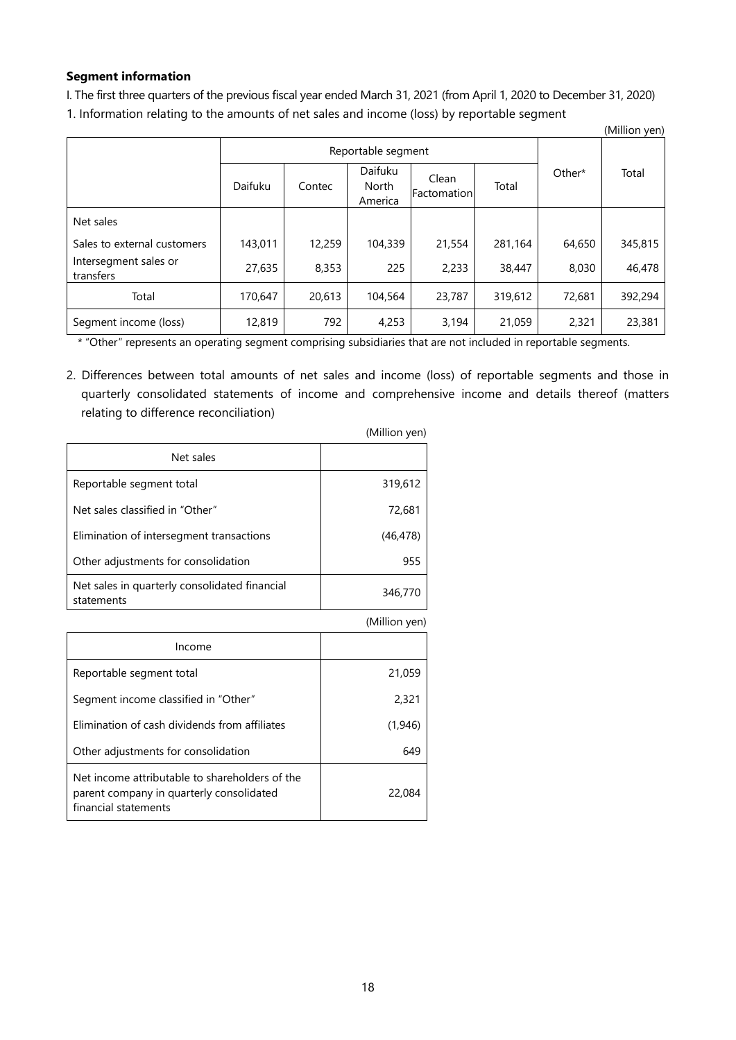**Segment information**

I. The first three quarters of the previous fiscal year ended March 31, 2021 (from April 1, 2020 to December 31, 2020)

1. Information relating to the amounts of net sales and income (loss) by reportable segment

(Million yen)

| | Reportable segment | | | | | Other* | Total |
|---|---|---|---|---|---|---|---|
| | Daifuku | Contec | Daifuku North America | Clean Factomation | Total | | |
| Net sales | | | | | | | |
| Sales to external customers | 143,011 | 12,259 | 104,339 | 21,554 | 281,164 | 64,650 | 345,815 |
| Intersegment sales or transfers | 27,635 | 8,353 | 225 | 2,233 | 38,447 | 8,030 | 46,478 |
| Total | 170,647 | 20,613 | 104,564 | 23,787 | 319,612 | 72,681 | 392,294 |
| Segment income (loss) | 12,819 | 792 | 4,253 | 3,194 | 21,059 | 2,321 | 23,381 |

\* "Other" represents an operating segment comprising subsidiaries that are not included in reportable segments.

2. Differences between total amounts of net sales and income (loss) of reportable segments and those in quarterly consolidated statements of income and comprehensive income and details thereof (matters relating to difference reconciliation)

(Million yen)

| Net sales | |
|---|---|
| Reportable segment total | 319,612 |
| Net sales classified in "Other" | 72,681 |
| Elimination of intersegment transactions | (46,478) |
| Other adjustments for consolidation | 955 |
| Net sales in quarterly consolidated financial statements | 346,770 |

(Million yen)

| Income | |
|---|---|
| Reportable segment total | 21,059 |
| Segment income classified in "Other" | 2,321 |
| Elimination of cash dividends from affiliates | (1,946) |
| Other adjustments for consolidation | 649 |
| Net income attributable to shareholders of the parent company in quarterly consolidated financial statements | 22,084 |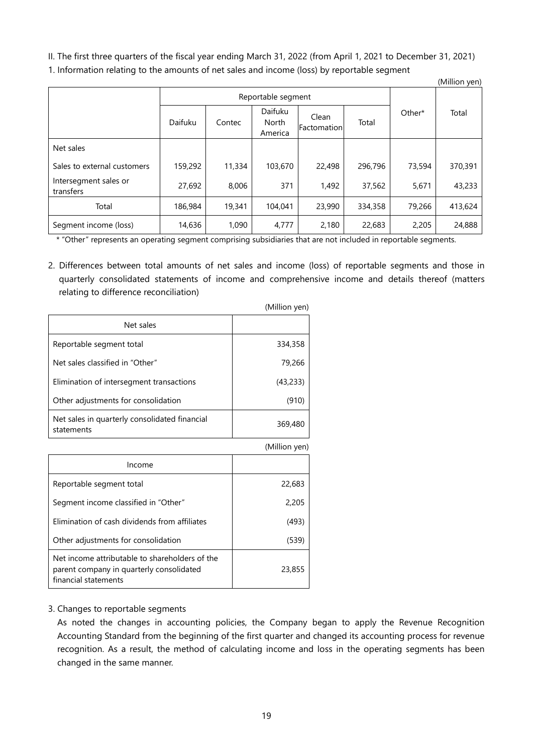II. The first three quarters of the fiscal year ending March 31, 2022 (from April 1, 2021 to December 31, 2021)

1. Information relating to the amounts of net sales and income (loss) by reportable segment

(Million yen)

| | Reportable segment | | | | | Other* | Total |
|---|---|---|---|---|---|---|---|
| | Daifuku | Contec | Daifuku North America | Clean Factomation | Total | | |
| Net sales | | | | | | | |
| Sales to external customers | 159,292 | 11,334 | 103,670 | 22,498 | 296,796 | 73,594 | 370,391 |
| Intersegment sales or transfers | 27,692 | 8,006 | 371 | 1,492 | 37,562 | 5,671 | 43,233 |
| Total | 186,984 | 19,341 | 104,041 | 23,990 | 334,358 | 79,266 | 413,624 |
| Segment income (loss) | 14,636 | 1,090 | 4,777 | 2,180 | 22,683 | 2,205 | 24,888 |

\* "Other" represents an operating segment comprising subsidiaries that are not included in reportable segments.

2. Differences between total amounts of net sales and income (loss) of reportable segments and those in quarterly consolidated statements of income and comprehensive income and details thereof (matters relating to difference reconciliation)

(Million yen)

| Net sales | |
|---|---|
| Reportable segment total | 334,358 |
| Net sales classified in "Other" | 79,266 |
| Elimination of intersegment transactions | (43,233) |
| Other adjustments for consolidation | (910) |
| Net sales in quarterly consolidated financial statements | 369,480 |

(Million yen)

| Income | |
|---|---|
| Reportable segment total | 22,683 |
| Segment income classified in "Other" | 2,205 |
| Elimination of cash dividends from affiliates | (493) |
| Other adjustments for consolidation | (539) |
| Net income attributable to shareholders of the parent company in quarterly consolidated financial statements | 23,855 |

3. Changes to reportable segments

As noted the changes in accounting policies, the Company began to apply the Revenue Recognition Accounting Standard from the beginning of the first quarter and changed its accounting process for revenue recognition. As a result, the method of calculating income and loss in the operating segments has been changed in the same manner.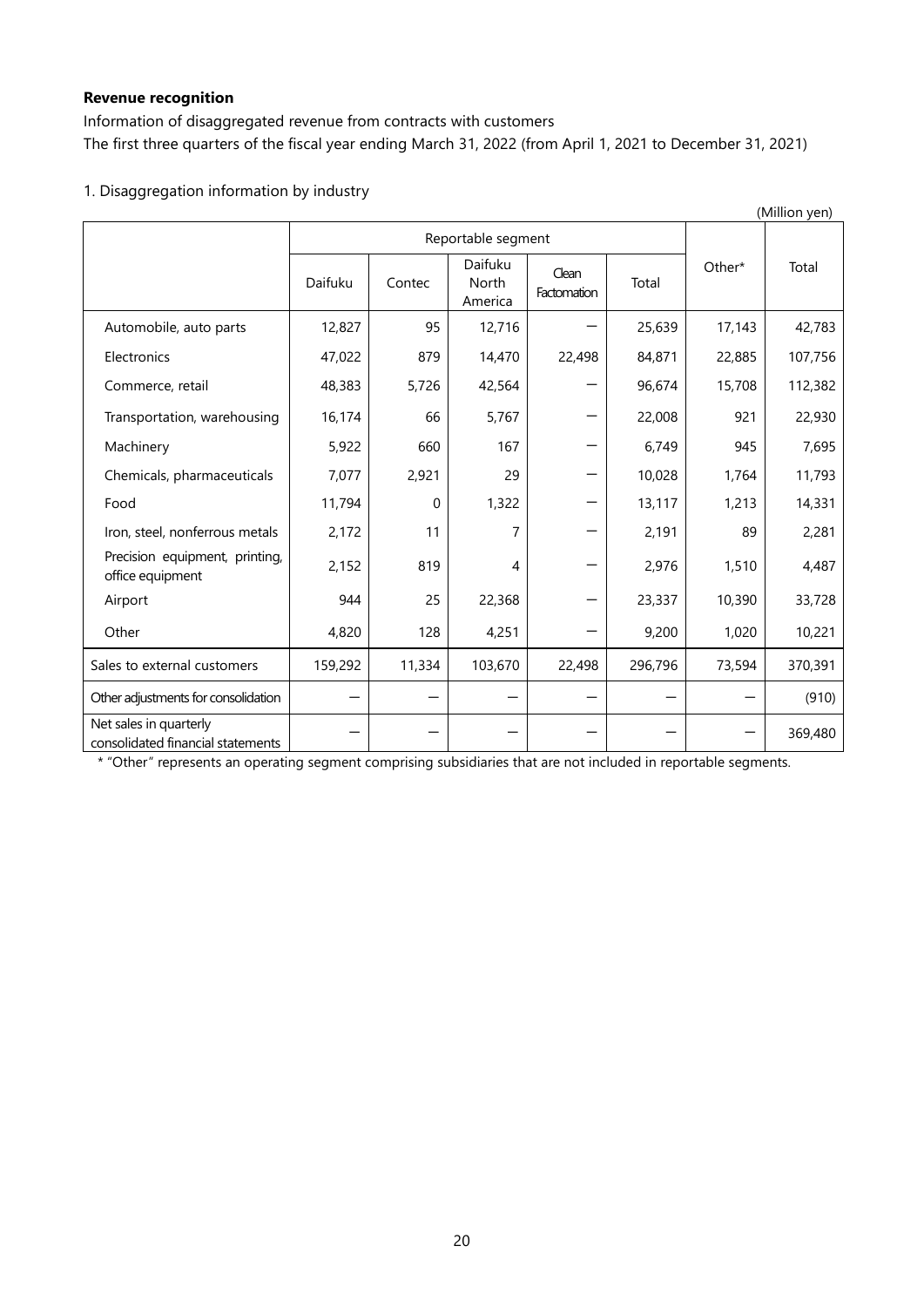**Revenue recognition**

Information of disaggregated revenue from contracts with customers

The first three quarters of the fiscal year ending March 31, 2022 (from April 1, 2021 to December 31, 2021)

1. Disaggregation information by industry

(Million yen)

| | Reportable segment | | | | | Other* | Total |
|---|---|---|---|---|---|---|---|
| | Daifuku | Contec | Daifuku North America | Clean Factomation | Total | | |
| Automobile, auto parts | 12,827 | 95 | 12,716 | ― | 25,639 | 17,143 | 42,783 |
| Electronics | 47,022 | 879 | 14,470 | 22,498 | 84,871 | 22,885 | 107,756 |
| Commerce, retail | 48,383 | 5,726 | 42,564 | ― | 96,674 | 15,708 | 112,382 |
| Transportation, warehousing | 16,174 | 66 | 5,767 | ― | 22,008 | 921 | 22,930 |
| Machinery | 5,922 | 660 | 167 | ― | 6,749 | 945 | 7,695 |
| Chemicals, pharmaceuticals | 7,077 | 2,921 | 29 | ― | 10,028 | 1,764 | 11,793 |
| Food | 11,794 | 0 | 1,322 | ― | 13,117 | 1,213 | 14,331 |
| Iron, steel, nonferrous metals | 2,172 | 11 | 7 | ― | 2,191 | 89 | 2,281 |
| Precision equipment, printing, office equipment | 2,152 | 819 | 4 | ― | 2,976 | 1,510 | 4,487 |
| Airport | 944 | 25 | 22,368 | ― | 23,337 | 10,390 | 33,728 |
| Other | 4,820 | 128 | 4,251 | ― | 9,200 | 1,020 | 10,221 |
| Sales to external customers | 159,292 | 11,334 | 103,670 | 22,498 | 296,796 | 73,594 | 370,391 |
| Other adjustments for consolidation | ― | ― | ― | ― | ― | ― | (910) |
| Net sales in quarterly consolidated financial statements | ― | ― | ― | ― | ― | ― | 369,480 |

* "Other" represents an operating segment comprising subsidiaries that are not included in reportable segments.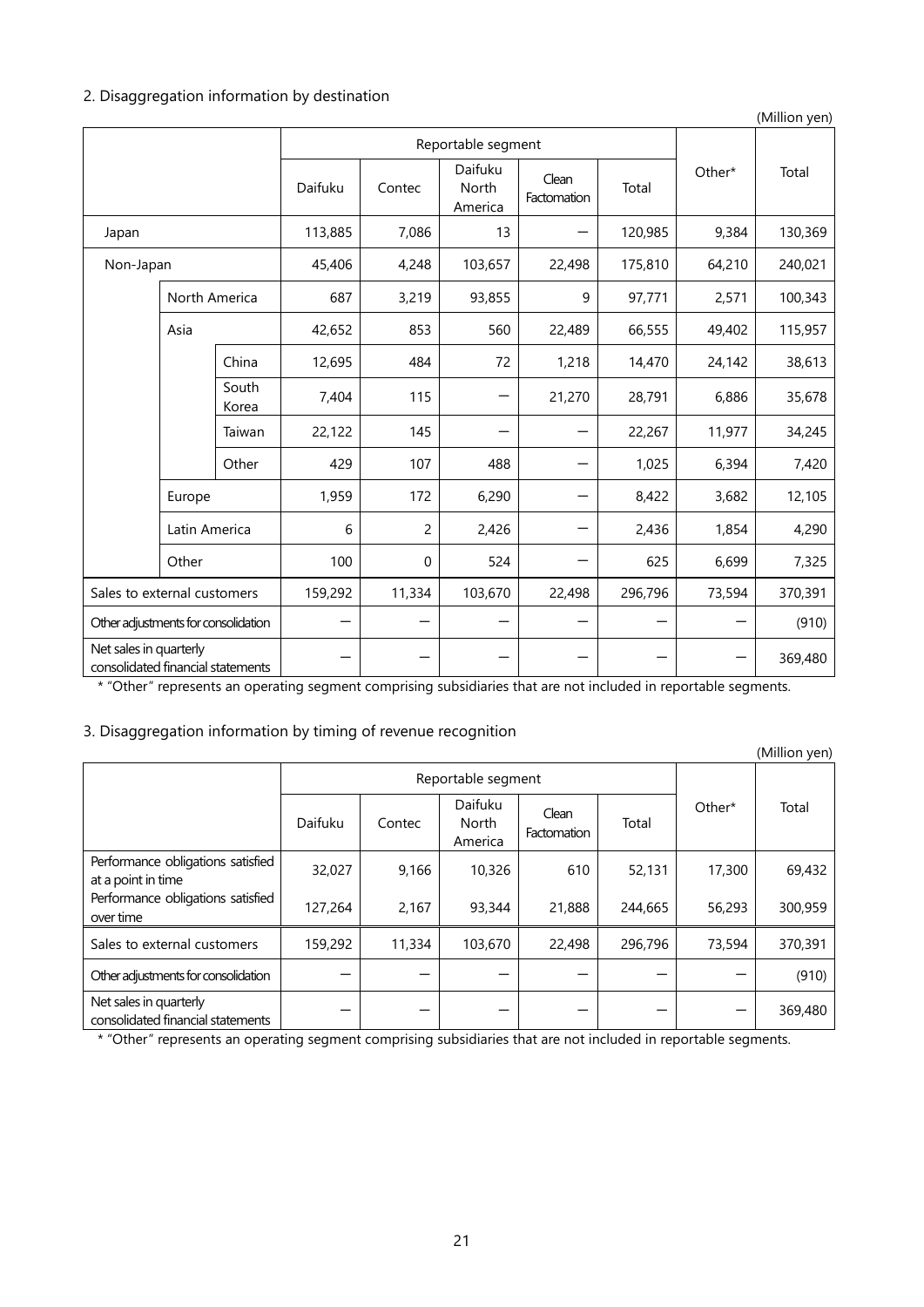## 2. Disaggregation information by destination

(Million yen)

| | | Reportable segment | | | | | Other* | Total |
|---|---|---|---|---|---|---|---|---|
| | | Daifuku | Contec | Daifuku North America | Clean Factomation | Total | | |
| Japan | | 113,885 | 7,086 | 13 | — | 120,985 | 9,384 | 130,369 |
| Non-Japan | | 45,406 | 4,248 | 103,657 | 22,498 | 175,810 | 64,210 | 240,021 |
| North America | | 687 | 3,219 | 93,855 | 9 | 97,771 | 2,571 | 100,343 |
| Asia | | 42,652 | 853 | 560 | 22,489 | 66,555 | 49,402 | 115,957 |
| | China | 12,695 | 484 | 72 | 1,218 | 14,470 | 24,142 | 38,613 |
| | South Korea | 7,404 | 115 | — | 21,270 | 28,791 | 6,886 | 35,678 |
| | Taiwan | 22,122 | 145 | — | — | 22,267 | 11,977 | 34,245 |
| | Other | 429 | 107 | 488 | — | 1,025 | 6,394 | 7,420 |
| Europe | | 1,959 | 172 | 6,290 | — | 8,422 | 3,682 | 12,105 |
| Latin America | | 6 | 2 | 2,426 | — | 2,436 | 1,854 | 4,290 |
| Other | | 100 | 0 | 524 | — | 625 | 6,699 | 7,325 |
| Sales to external customers | | 159,292 | 11,334 | 103,670 | 22,498 | 296,796 | 73,594 | 370,391 |
| Other adjustments for consolidation | | — | — | — | — | — | — | (910) |
| Net sales in quarterly consolidated financial statements | | — | — | — | — | — | — | 369,480 |

\* "Other" represents an operating segment comprising subsidiaries that are not included in reportable segments.

## 3. Disaggregation information by timing of revenue recognition

(Million yen)

| | Reportable segment | | | | | Other* | Total |
|---|---|---|---|---|---|---|---|
| | Daifuku | Contec | Daifuku North America | Clean Factomation | Total | | |
| Performance obligations satisfied at a point in time | 32,027 | 9,166 | 10,326 | 610 | 52,131 | 17,300 | 69,432 |
| Performance obligations satisfied over time | 127,264 | 2,167 | 93,344 | 21,888 | 244,665 | 56,293 | 300,959 |
| Sales to external customers | 159,292 | 11,334 | 103,670 | 22,498 | 296,796 | 73,594 | 370,391 |
| Other adjustments for consolidation | — | — | — | — | — | — | (910) |
| Net sales in quarterly consolidated financial statements | — | — | — | — | — | — | 369,480 |

\* "Other" represents an operating segment comprising subsidiaries that are not included in reportable segments.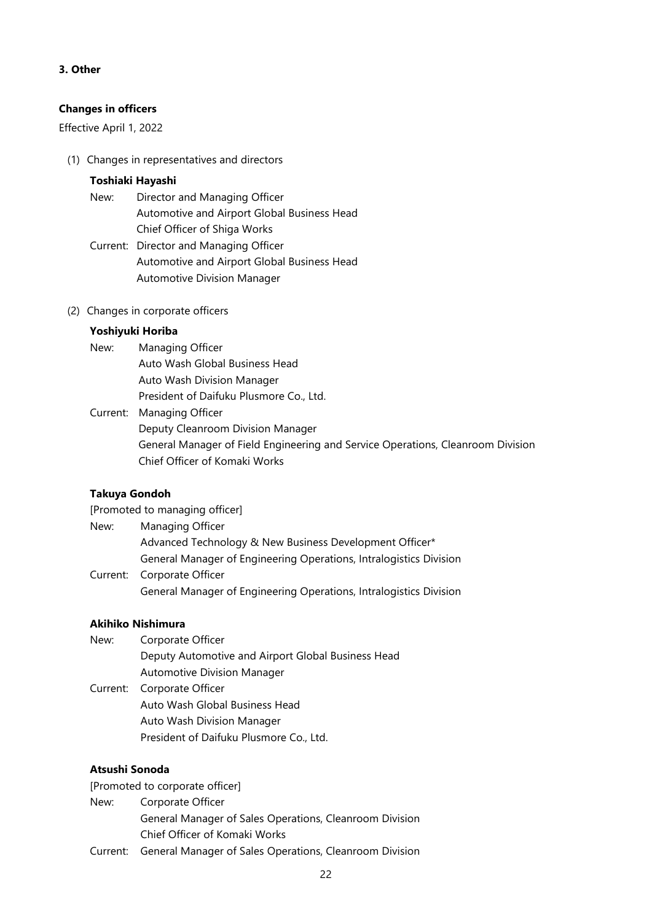## 3. Other

### Changes in officers

Effective April 1, 2022

(1) Changes in representatives and directors

**Toshiaki Hayashi**

New: Director and Managing Officer
Automotive and Airport Global Business Head
Chief Officer of Shiga Works

Current: Director and Managing Officer
Automotive and Airport Global Business Head
Automotive Division Manager

(2) Changes in corporate officers

**Yoshiyuki Horiba**

New: Managing Officer
Auto Wash Global Business Head
Auto Wash Division Manager
President of Daifuku Plusmore Co., Ltd.

Current: Managing Officer
Deputy Cleanroom Division Manager
General Manager of Field Engineering and Service Operations, Cleanroom Division
Chief Officer of Komaki Works

**Takuya Gondoh**

[Promoted to managing officer]

New: Managing Officer
Advanced Technology & New Business Development Officer*
General Manager of Engineering Operations, Intralogistics Division

Current: Corporate Officer
General Manager of Engineering Operations, Intralogistics Division

**Akihiko Nishimura**

New: Corporate Officer
Deputy Automotive and Airport Global Business Head
Automotive Division Manager

Current: Corporate Officer
Auto Wash Global Business Head
Auto Wash Division Manager
President of Daifuku Plusmore Co., Ltd.

**Atsushi Sonoda**

[Promoted to corporate officer]

New: Corporate Officer
General Manager of Sales Operations, Cleanroom Division
Chief Officer of Komaki Works

Current: General Manager of Sales Operations, Cleanroom Division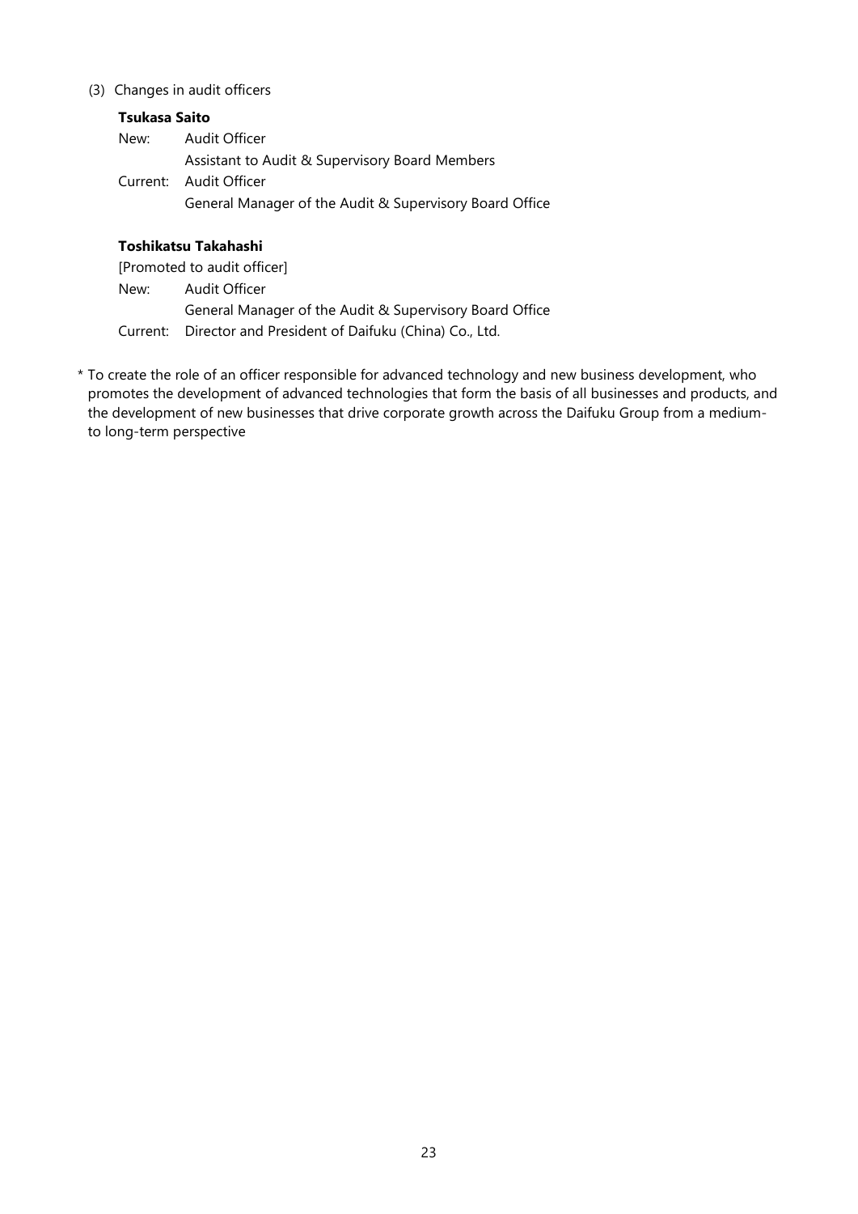(3) Changes in audit officers

**Tsukasa Saito**

New: Audit Officer
Assistant to Audit & Supervisory Board Members

Current: Audit Officer
General Manager of the Audit & Supervisory Board Office

**Toshikatsu Takahashi**

[Promoted to audit officer]

New: Audit Officer
General Manager of the Audit & Supervisory Board Office

Current: Director and President of Daifuku (China) Co., Ltd.

\* To create the role of an officer responsible for advanced technology and new business development, who promotes the development of advanced technologies that form the basis of all businesses and products, and the development of new businesses that drive corporate growth across the Daifuku Group from a medium- to long-term perspective